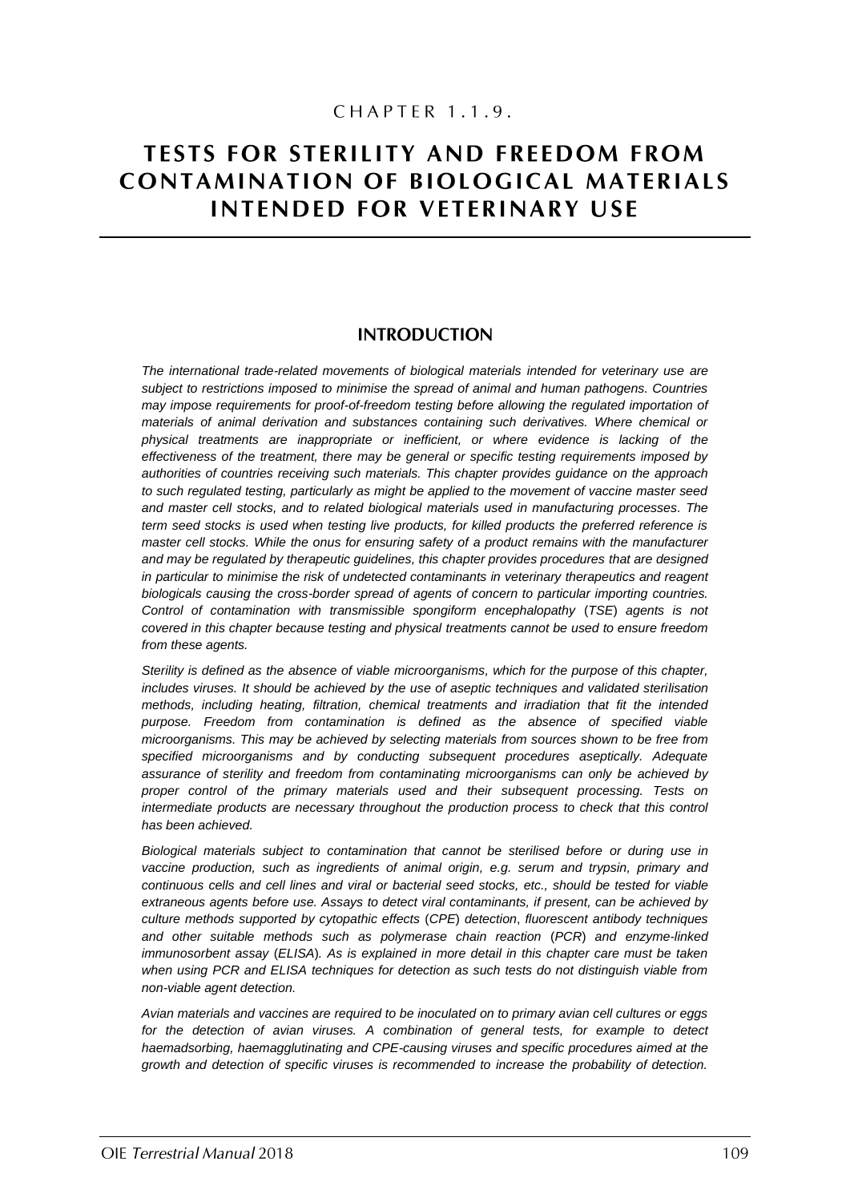CHAPTER 1.1.9.

# TESTS FOR STERILITY AND FREEDOM FROM CONTAMINATION OF BIOLOGICAL MATERIALS INTENDED FOR VETERINARY USE

## INTRODUCTION

*The international trade-related movements of biological materials intended for veterinary use are subject to restrictions imposed to minimise the spread of animal and human pathogens. Countries may impose requirements for proof-of-freedom testing before allowing the regulated importation of materials of animal derivation and substances containing such derivatives. Where chemical or physical treatments are inappropriate or inefficient, or where evidence is lacking of the effectiveness of the treatment, there may be general or specific testing requirements imposed by authorities of countries receiving such materials. This chapter provides guidance on the approach to such regulated testing, particularly as might be applied to the movement of vaccine master seed and master cell stocks, and to related biological materials used in manufacturing processes. The term seed stocks is used when testing live products, for killed products the preferred reference is master cell stocks. While the onus for ensuring safety of a product remains with the manufacturer and may be regulated by therapeutic guidelines, this chapter provides procedures that are designed in particular to minimise the risk of undetected contaminants in veterinary therapeutics and reagent biologicals causing the cross-border spread of agents of concern to particular importing countries. Control of contamination with transmissible spongiform encephalopathy (TSE) agents is not covered in this chapter because testing and physical treatments cannot be used to ensure freedom from these agents.*

*Sterility is defined as the absence of viable microorganisms, which for the purpose of this chapter, includes viruses. It should be achieved by the use of aseptic techniques and validated sterilisation methods, including heating, filtration, chemical treatments and irradiation that fit the intended purpose. Freedom from contamination is defined as the absence of specified viable microorganisms. This may be achieved by selecting materials from sources shown to be free from specified microorganisms and by conducting subsequent procedures aseptically. Adequate assurance of sterility and freedom from contaminating microorganisms can only be achieved by proper control of the primary materials used and their subsequent processing. Tests on intermediate products are necessary throughout the production process to check that this control has been achieved.*

*Biological materials subject to contamination that cannot be sterilised before or during use in vaccine production, such as ingredients of animal origin, e.g. serum and trypsin, primary and continuous cells and cell lines and viral or bacterial seed stocks, etc., should be tested for viable extraneous agents before use. Assays to detect viral contaminants, if present, can be achieved by culture methods supported by cytopathic effects (CPE) detection, fluorescent antibody techniques and other suitable methods such as polymerase chain reaction (PCR) and enzyme-linked immunosorbent assay (ELISA). As is explained in more detail in this chapter care must be taken when using PCR and ELISA techniques for detection as such tests do not distinguish viable from non-viable agent detection.*

*Avian materials and vaccines are required to be inoculated on to primary avian cell cultures or eggs for the detection of avian viruses. A combination of general tests, for example to detect haemadsorbing, haemagglutinating and CPE-causing viruses and specific procedures aimed at the growth and detection of specific viruses is recommended to increase the probability of detection.*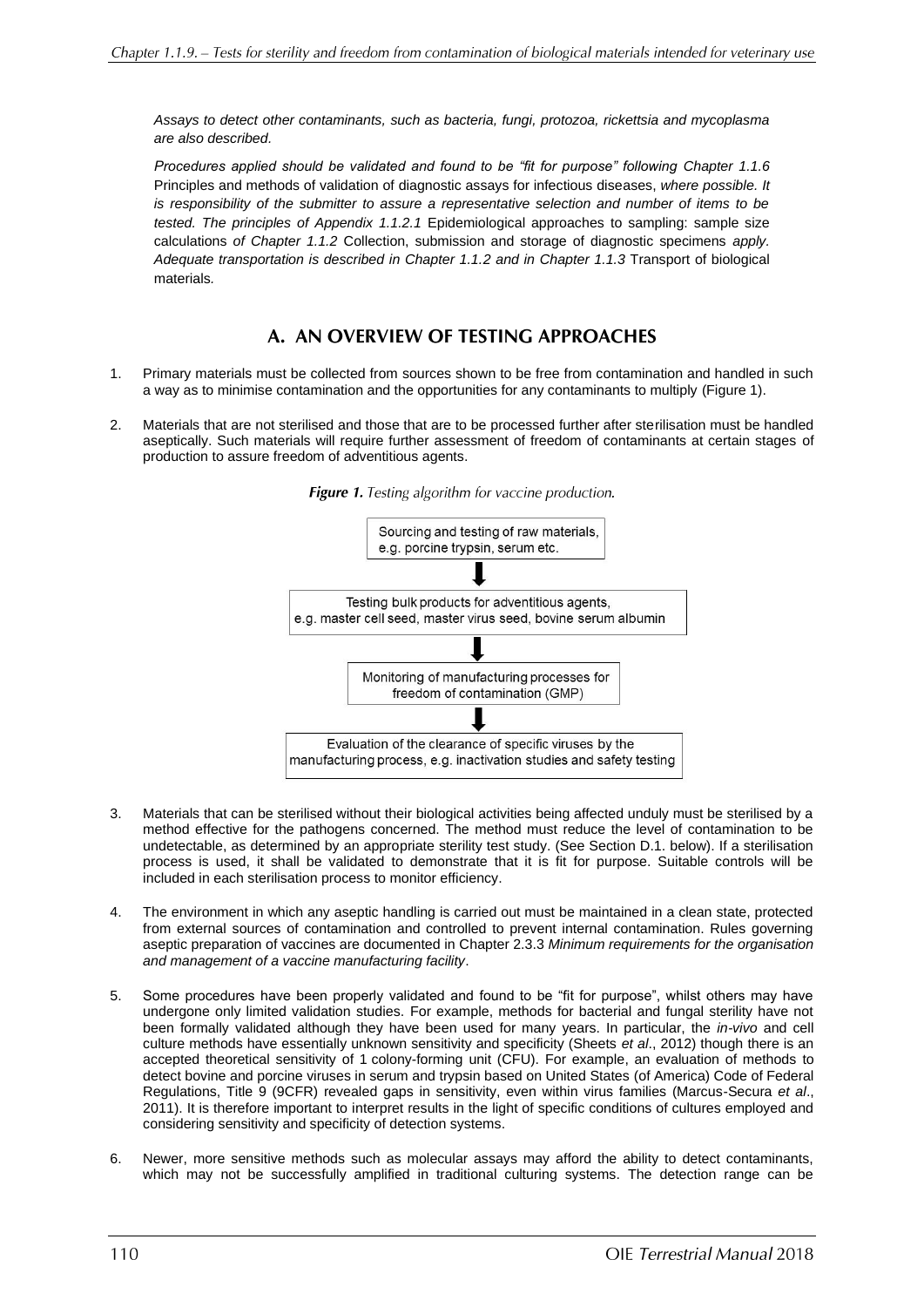*Assays to detect other contaminants, such as bacteria, fungi, protozoa, rickettsia and mycoplasma are also described.*

*Procedures applied should be validated and found to be "fit for purpose" following Chapter 1.1.6* Principles and methods of validation of diagnostic assays for infectious diseases, *where possible. It is responsibility of the submitter to assure a representative selection and number of items to be tested. The principles of Appendix 1.1.2.1* Epidemiological approaches to sampling: sample size calculations *of Chapter 1.1.2* Collection, submission and storage of diagnostic specimens *apply. Adequate transportation is described in Chapter 1.1.2 and in Chapter 1.1.3* Transport of biological materials*.*

## A. AN OVERVIEW OF TESTING APPROACHES

1. Primary materials must be collected from sources shown to be free from contamination and handled in such a way as to minimise contamination and the opportunities for any contaminants to multiply (Figure 1).

2. Materials that are not sterilised and those that are to be processed further after sterilisation must be handled aseptically. Such materials will require further assessment of freedom of contaminants at certain stages of production to assure freedom of adventitious agents.

***Figure 1.*** *Testing algorithm for vaccine production.*

Sourcing and testing of raw materials, e.g. porcine trypsin, serum etc.

↓

Testing bulk products for adventitious agents, e.g. master cell seed, master virus seed, bovine serum albumin

↓

Monitoring of manufacturing processes for freedom of contamination (GMP)

↓

Evaluation of the clearance of specific viruses by the manufacturing process, e.g. inactivation studies and safety testing

3. Materials that can be sterilised without their biological activities being affected unduly must be sterilised by a method effective for the pathogens concerned. The method must reduce the level of contamination to be undetectable, as determined by an appropriate sterility test study. (See Section D.1. below). If a sterilisation process is used, it shall be validated to demonstrate that it is fit for purpose. Suitable controls will be included in each sterilisation process to monitor efficiency.

4. The environment in which any aseptic handling is carried out must be maintained in a clean state, protected from external sources of contamination and controlled to prevent internal contamination. Rules governing aseptic preparation of vaccines are documented in Chapter 2.3.3 *Minimum requirements for the organisation and management of a vaccine manufacturing facility*.

5. Some procedures have been properly validated and found to be "fit for purpose", whilst others may have undergone only limited validation studies. For example, methods for bacterial and fungal sterility have not been formally validated although they have been used for many years. In particular, the *in-vivo* and cell culture methods have essentially unknown sensitivity and specificity (Sheets *et al*., 2012) though there is an accepted theoretical sensitivity of 1 colony-forming unit (CFU). For example, an evaluation of methods to detect bovine and porcine viruses in serum and trypsin based on United States (of America) Code of Federal Regulations, Title 9 (9CFR) revealed gaps in sensitivity, even within virus families (Marcus-Secura *et al*., 2011). It is therefore important to interpret results in the light of specific conditions of cultures employed and considering sensitivity and specificity of detection systems.

6. Newer, more sensitive methods such as molecular assays may afford the ability to detect contaminants, which may not be successfully amplified in traditional culturing systems. The detection range can be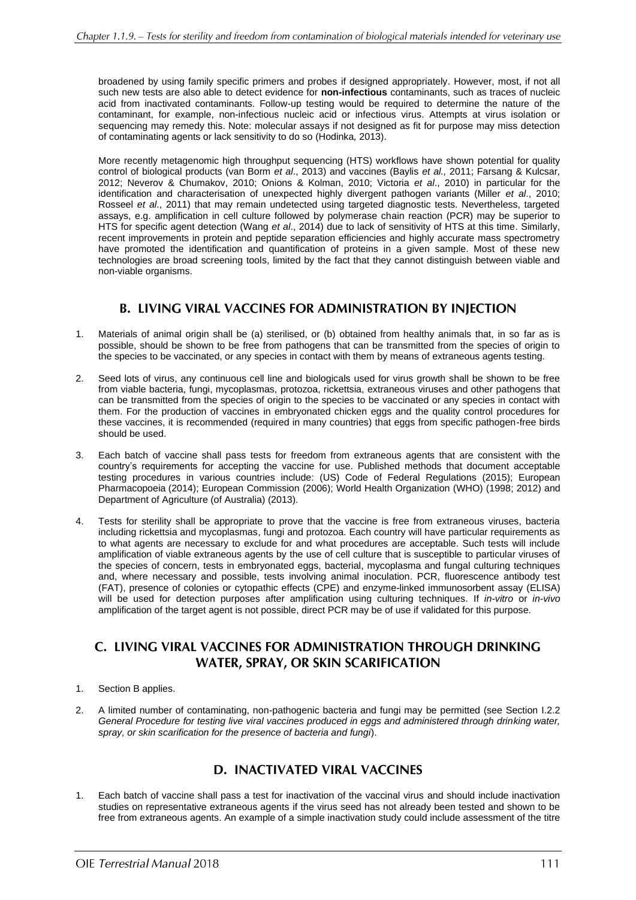broadened by using family specific primers and probes if designed appropriately. However, most, if not all such new tests are also able to detect evidence for **non-infectious** contaminants, such as traces of nucleic acid from inactivated contaminants. Follow-up testing would be required to determine the nature of the contaminant, for example, non-infectious nucleic acid or infectious virus. Attempts at virus isolation or sequencing may remedy this. Note: molecular assays if not designed as fit for purpose may miss detection of contaminating agents or lack sensitivity to do so (Hodinka*,* 2013).

More recently metagenomic high throughput sequencing (HTS) workflows have shown potential for quality control of biological products (van Borm *et al*., 2013) and vaccines (Baylis *et al.,* 2011; Farsang & Kulcsar*,* 2012; Neverov & Chumakov, 2010; Onions & Kolman, 2010; Victoria *et al*., 2010) in particular for the identification and characterisation of unexpected highly divergent pathogen variants (Miller *et al*., 2010; Rosseel *et al*., 2011) that may remain undetected using targeted diagnostic tests. Nevertheless, targeted assays, e.g. amplification in cell culture followed by polymerase chain reaction (PCR) may be superior to HTS for specific agent detection (Wang *et al*., 2014) due to lack of sensitivity of HTS at this time. Similarly, recent improvements in protein and peptide separation efficiencies and highly accurate mass spectrometry have promoted the identification and quantification of proteins in a given sample. Most of these new technologies are broad screening tools, limited by the fact that they cannot distinguish between viable and non-viable organisms.

## B. LIVING VIRAL VACCINES FOR ADMINISTRATION BY INJECTION

1. Materials of animal origin shall be (a) sterilised, or (b) obtained from healthy animals that, in so far as is possible, should be shown to be free from pathogens that can be transmitted from the species of origin to the species to be vaccinated, or any species in contact with them by means of extraneous agents testing.
2. Seed lots of virus, any continuous cell line and biologicals used for virus growth shall be shown to be free from viable bacteria, fungi, mycoplasmas, protozoa, rickettsia, extraneous viruses and other pathogens that can be transmitted from the species of origin to the species to be vaccinated or any species in contact with them. For the production of vaccines in embryonated chicken eggs and the quality control procedures for these vaccines, it is recommended (required in many countries) that eggs from specific pathogen-free birds should be used.
3. Each batch of vaccine shall pass tests for freedom from extraneous agents that are consistent with the country's requirements for accepting the vaccine for use. Published methods that document acceptable testing procedures in various countries include: (US) Code of Federal Regulations (2015); European Pharmacopoeia (2014); European Commission (2006); World Health Organization (WHO) (1998; 2012) and Department of Agriculture (of Australia) (2013).
4. Tests for sterility shall be appropriate to prove that the vaccine is free from extraneous viruses, bacteria including rickettsia and mycoplasmas, fungi and protozoa. Each country will have particular requirements as to what agents are necessary to exclude for and what procedures are acceptable. Such tests will include amplification of viable extraneous agents by the use of cell culture that is susceptible to particular viruses of the species of concern, tests in embryonated eggs, bacterial, mycoplasma and fungal culturing techniques and, where necessary and possible, tests involving animal inoculation. PCR, fluorescence antibody test (FAT), presence of colonies or cytopathic effects (CPE) and enzyme-linked immunosorbent assay (ELISA) will be used for detection purposes after amplification using culturing techniques. If *in-vitro* or *in-vivo* amplification of the target agent is not possible, direct PCR may be of use if validated for this purpose.

## C. LIVING VIRAL VACCINES FOR ADMINISTRATION THROUGH DRINKING WATER, SPRAY, OR SKIN SCARIFICATION

1. Section B applies.
2. A limited number of contaminating, non-pathogenic bacteria and fungi may be permitted (see Section I.2.2 *General Procedure for testing live viral vaccines produced in eggs and administered through drinking water, spray, or skin scarification for the presence of bacteria and fungi*).

## D. INACTIVATED VIRAL VACCINES

1. Each batch of vaccine shall pass a test for inactivation of the vaccinal virus and should include inactivation studies on representative extraneous agents if the virus seed has not already been tested and shown to be free from extraneous agents. An example of a simple inactivation study could include assessment of the titre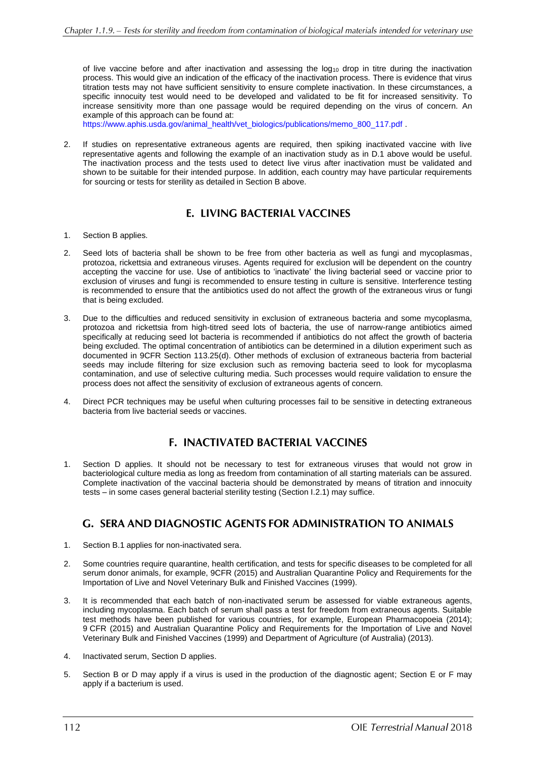of live vaccine before and after inactivation and assessing the $\log_{10}$ drop in titre during the inactivation process. This would give an indication of the efficacy of the inactivation process. There is evidence that virus titration tests may not have sufficient sensitivity to ensure complete inactivation. In these circumstances, a specific innocuity test would need to be developed and validated to be fit for increased sensitivity. To increase sensitivity more than one passage would be required depending on the virus of concern. An example of this approach can be found at: https://www.aphis.usda.gov/animal_health/vet_biologics/publications/memo_800_117.pdf .

2. If studies on representative extraneous agents are required, then spiking inactivated vaccine with live representative agents and following the example of an inactivation study as in D.1 above would be useful. The inactivation process and the tests used to detect live virus after inactivation must be validated and shown to be suitable for their intended purpose. In addition, each country may have particular requirements for sourcing or tests for sterility as detailed in Section B above.

## E. LIVING BACTERIAL VACCINES

1. Section B applies.

2. Seed lots of bacteria shall be shown to be free from other bacteria as well as fungi and mycoplasmas, protozoa, rickettsia and extraneous viruses. Agents required for exclusion will be dependent on the country accepting the vaccine for use. Use of antibiotics to 'inactivate' the living bacterial seed or vaccine prior to exclusion of viruses and fungi is recommended to ensure testing in culture is sensitive. Interference testing is recommended to ensure that the antibiotics used do not affect the growth of the extraneous virus or fungi that is being excluded.

3. Due to the difficulties and reduced sensitivity in exclusion of extraneous bacteria and some mycoplasma, protozoa and rickettsia from high-titred seed lots of bacteria, the use of narrow-range antibiotics aimed specifically at reducing seed lot bacteria is recommended if antibiotics do not affect the growth of bacteria being excluded. The optimal concentration of antibiotics can be determined in a dilution experiment such as documented in 9CFR Section 113.25(d). Other methods of exclusion of extraneous bacteria from bacterial seeds may include filtering for size exclusion such as removing bacteria seed to look for mycoplasma contamination, and use of selective culturing media. Such processes would require validation to ensure the process does not affect the sensitivity of exclusion of extraneous agents of concern.

4. Direct PCR techniques may be useful when culturing processes fail to be sensitive in detecting extraneous bacteria from live bacterial seeds or vaccines.

## F. INACTIVATED BACTERIAL VACCINES

1. Section D applies. It should not be necessary to test for extraneous viruses that would not grow in bacteriological culture media as long as freedom from contamination of all starting materials can be assured. Complete inactivation of the vaccinal bacteria should be demonstrated by means of titration and innocuity tests – in some cases general bacterial sterility testing (Section I.2.1) may suffice.

## G. SERA AND DIAGNOSTIC AGENTS FOR ADMINISTRATION TO ANIMALS

1. Section B.1 applies for non-inactivated sera.

2. Some countries require quarantine, health certification, and tests for specific diseases to be completed for all serum donor animals, for example, 9CFR (2015) and Australian Quarantine Policy and Requirements for the Importation of Live and Novel Veterinary Bulk and Finished Vaccines (1999).

3. It is recommended that each batch of non-inactivated serum be assessed for viable extraneous agents, including mycoplasma. Each batch of serum shall pass a test for freedom from extraneous agents. Suitable test methods have been published for various countries, for example, European Pharmacopoeia (2014); 9 CFR (2015) and Australian Quarantine Policy and Requirements for the Importation of Live and Novel Veterinary Bulk and Finished Vaccines (1999) and Department of Agriculture (of Australia) (2013).

4. Inactivated serum, Section D applies.

5. Section B or D may apply if a virus is used in the production of the diagnostic agent; Section E or F may apply if a bacterium is used.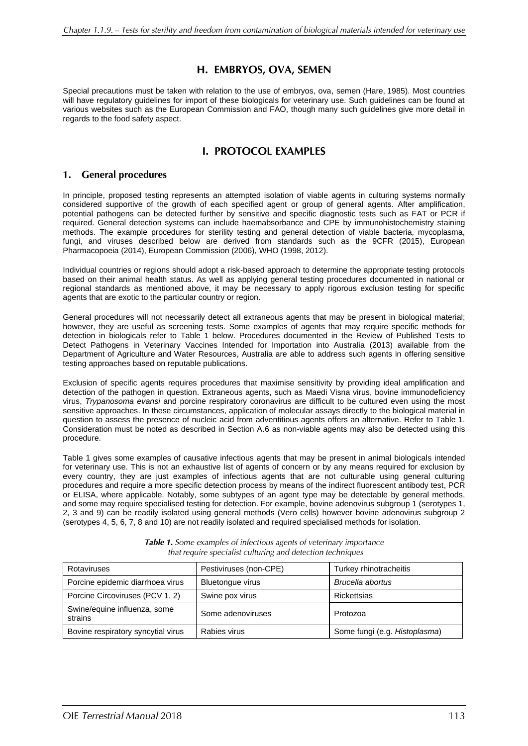## H. EMBRYOS, OVA, SEMEN

Special precautions must be taken with relation to the use of embryos, ova, semen (Hare, 1985). Most countries will have regulatory guidelines for import of these biologicals for veterinary use. Such guidelines can be found at various websites such as the European Commission and FAO, though many such guidelines give more detail in regards to the food safety aspect.

## I. PROTOCOL EXAMPLES

### 1. General procedures

In principle, proposed testing represents an attempted isolation of viable agents in culturing systems normally considered supportive of the growth of each specified agent or group of general agents. After amplification, potential pathogens can be detected further by sensitive and specific diagnostic tests such as FAT or PCR if required. General detection systems can include haemabsorbance and CPE by immunohistochemistry staining methods. The example procedures for sterility testing and general detection of viable bacteria, mycoplasma, fungi, and viruses described below are derived from standards such as the 9CFR (2015), European Pharmacopoeia (2014), European Commission (2006), WHO (1998, 2012).

Individual countries or regions should adopt a risk-based approach to determine the appropriate testing protocols based on their animal health status. As well as applying general testing procedures documented in national or regional standards as mentioned above, it may be necessary to apply rigorous exclusion testing for specific agents that are exotic to the particular country or region.

General procedures will not necessarily detect all extraneous agents that may be present in biological material; however, they are useful as screening tests. Some examples of agents that may require specific methods for detection in biologicals refer to Table 1 below. Procedures documented in the Review of Published Tests to Detect Pathogens in Veterinary Vaccines Intended for Importation into Australia (2013) available from the Department of Agriculture and Water Resources, Australia are able to address such agents in offering sensitive testing approaches based on reputable publications.

Exclusion of specific agents requires procedures that maximise sensitivity by providing ideal amplification and detection of the pathogen in question. Extraneous agents, such as Maedi Visna virus, bovine immunodeficiency virus, *Trypanosoma evansi* and porcine respiratory coronavirus are difficult to be cultured even using the most sensitive approaches. In these circumstances, application of molecular assays directly to the biological material in question to assess the presence of nucleic acid from adventitious agents offers an alternative. Refer to Table 1. Consideration must be noted as described in Section A.6 as non-viable agents may also be detected using this procedure.

Table 1 gives some examples of causative infectious agents that may be present in animal biologicals intended for veterinary use. This is not an exhaustive list of agents of concern or by any means required for exclusion by every country, they are just examples of infectious agents that are not culturable using general culturing procedures and require a more specific detection process by means of the indirect fluorescent antibody test, PCR or ELISA, where applicable. Notably, some subtypes of an agent type may be detectable by general methods, and some may require specialised testing for detection. For example, bovine adenovirus subgroup 1 (serotypes 1, 2, 3 and 9) can be readily isolated using general methods (Vero cells) however bovine adenovirus subgroup 2 (serotypes 4, 5, 6, 7, 8 and 10) are not readily isolated and required specialised methods for isolation.

***Table 1.*** *Some examples of infectious agents of veterinary importance that require specialist culturing and detection techniques*

| | | |
|---|---|---|
| Rotaviruses | Pestiviruses (non-CPE) | Turkey rhinotracheitis |
| Porcine epidemic diarrhoea virus | Bluetongue virus | *Brucella abortus* |
| Porcine Circoviruses (PCV 1, 2) | Swine pox virus | Rickettsias |
| Swine/equine influenza, some strains | Some adenoviruses | Protozoa |
| Bovine respiratory syncytial virus | Rabies virus | Some fungi (e.g. *Histoplasma*) |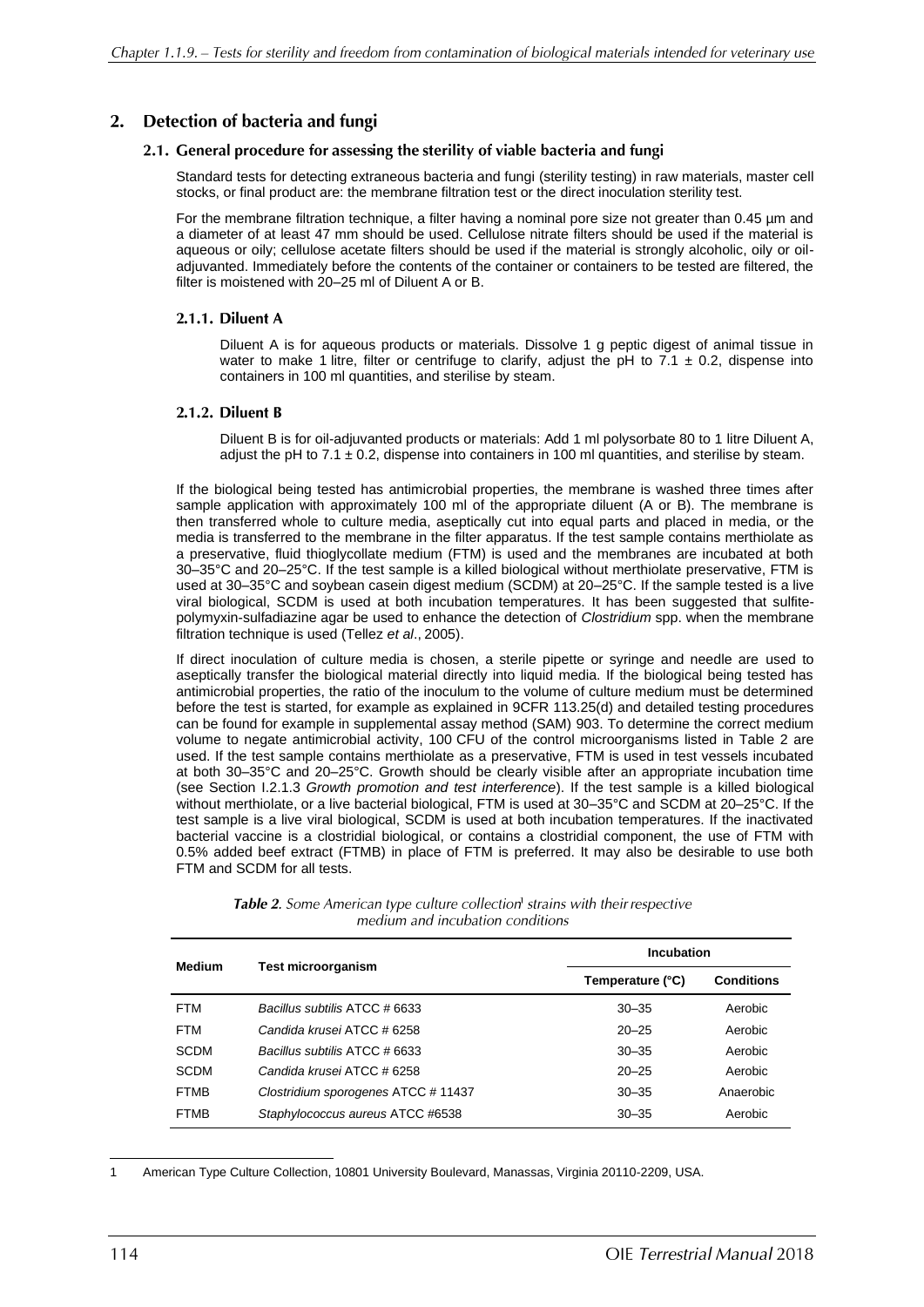## 2. Detection of bacteria and fungi

### 2.1. General procedure for assessing the sterility of viable bacteria and fungi

Standard tests for detecting extraneous bacteria and fungi (sterility testing) in raw materials, master cell stocks, or final product are: the membrane filtration test or the direct inoculation sterility test.

For the membrane filtration technique, a filter having a nominal pore size not greater than 0.45 µm and a diameter of at least 47 mm should be used. Cellulose nitrate filters should be used if the material is aqueous or oily; cellulose acetate filters should be used if the material is strongly alcoholic, oily or oil-adjuvanted. Immediately before the contents of the container or containers to be tested are filtered, the filter is moistened with 20–25 ml of Diluent A or B.

#### 2.1.1. Diluent A

Diluent A is for aqueous products or materials. Dissolve 1 g peptic digest of animal tissue in water to make 1 litre, filter or centrifuge to clarify, adjust the pH to 7.1 ± 0.2, dispense into containers in 100 ml quantities, and sterilise by steam.

#### 2.1.2. Diluent B

Diluent B is for oil-adjuvanted products or materials: Add 1 ml polysorbate 80 to 1 litre Diluent A, adjust the pH to 7.1 ± 0.2, dispense into containers in 100 ml quantities, and sterilise by steam.

If the biological being tested has antimicrobial properties, the membrane is washed three times after sample application with approximately 100 ml of the appropriate diluent (A or B). The membrane is then transferred whole to culture media, aseptically cut into equal parts and placed in media, or the media is transferred to the membrane in the filter apparatus. If the test sample contains merthiolate as a preservative, fluid thioglycollate medium (FTM) is used and the membranes are incubated at both 30–35°C and 20–25°C. If the test sample is a killed biological without merthiolate preservative, FTM is used at 30–35°C and soybean casein digest medium (SCDM) at 20–25°C. If the sample tested is a live viral biological, SCDM is used at both incubation temperatures. It has been suggested that sulfite-polymyxin-sulfadiazine agar be used to enhance the detection of *Clostridium* spp. when the membrane filtration technique is used (Tellez *et al*., 2005).

If direct inoculation of culture media is chosen, a sterile pipette or syringe and needle are used to aseptically transfer the biological material directly into liquid media. If the biological being tested has antimicrobial properties, the ratio of the inoculum to the volume of culture medium must be determined before the test is started, for example as explained in 9CFR 113.25(d) and detailed testing procedures can be found for example in supplemental assay method (SAM) 903. To determine the correct medium volume to negate antimicrobial activity, 100 CFU of the control microorganisms listed in Table 2 are used. If the test sample contains merthiolate as a preservative, FTM is used in test vessels incubated at both 30–35°C and 20–25°C. Growth should be clearly visible after an appropriate incubation time (see Section I.2.1.3 *Growth promotion and test interference*). If the test sample is a killed biological without merthiolate, or a live bacterial biological, FTM is used at 30–35°C and SCDM at 20–25°C. If the test sample is a live viral biological, SCDM is used at both incubation temperatures. If the inactivated bacterial vaccine is a clostridial biological, or contains a clostridial component, the use of FTM with 0.5% added beef extract (FTMB) in place of FTM is preferred. It may also be desirable to use both FTM and SCDM for all tests.

***Table 2.*** *Some American type culture collection[1] strains with their respective medium and incubation conditions*

| Medium | Test microorganism | Incubation | |
|---|---|---|---|
| | | Temperature (°C) | Conditions |
| FTM | *Bacillus subtilis* ATCC # 6633 | 30–35 | Aerobic |
| FTM | *Candida krusei* ATCC # 6258 | 20–25 | Aerobic |
| SCDM | *Bacillus subtilis* ATCC # 6633 | 30–35 | Aerobic |
| SCDM | *Candida krusei* ATCC # 6258 | 20–25 | Aerobic |
| FTMB | *Clostridium sporogenes* ATCC # 11437 | 30–35 | Anaerobic |
| FTMB | *Staphylococcus aureus* ATCC #6538 | 30–35 | Aerobic |

1 American Type Culture Collection, 10801 University Boulevard, Manassas, Virginia 20110-2209, USA.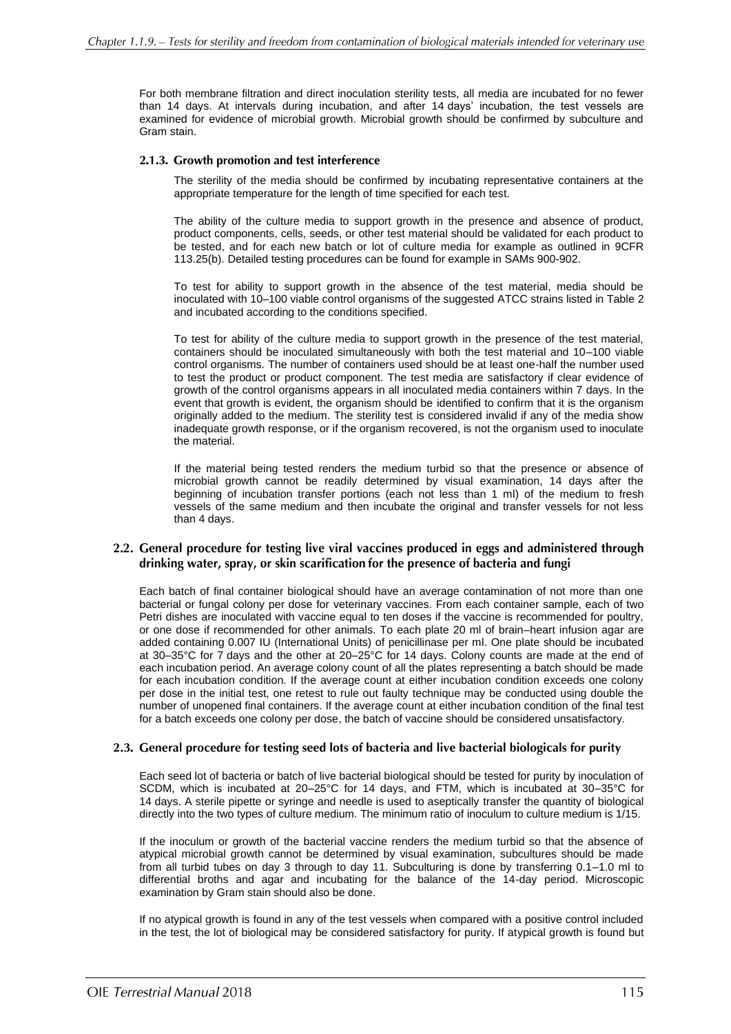For both membrane filtration and direct inoculation sterility tests, all media are incubated for no fewer than 14 days. At intervals during incubation, and after 14 days' incubation, the test vessels are examined for evidence of microbial growth. Microbial growth should be confirmed by subculture and Gram stain.

### 2.1.3. Growth promotion and test interference

The sterility of the media should be confirmed by incubating representative containers at the appropriate temperature for the length of time specified for each test.

The ability of the culture media to support growth in the presence and absence of product, product components, cells, seeds, or other test material should be validated for each product to be tested, and for each new batch or lot of culture media for example as outlined in 9CFR 113.25(b). Detailed testing procedures can be found for example in SAMs 900-902.

To test for ability to support growth in the absence of the test material, media should be inoculated with 10–100 viable control organisms of the suggested ATCC strains listed in Table 2 and incubated according to the conditions specified.

To test for ability of the culture media to support growth in the presence of the test material, containers should be inoculated simultaneously with both the test material and 10–100 viable control organisms. The number of containers used should be at least one-half the number used to test the product or product component. The test media are satisfactory if clear evidence of growth of the control organisms appears in all inoculated media containers within 7 days. In the event that growth is evident, the organism should be identified to confirm that it is the organism originally added to the medium. The sterility test is considered invalid if any of the media show inadequate growth response, or if the organism recovered, is not the organism used to inoculate the material.

If the material being tested renders the medium turbid so that the presence or absence of microbial growth cannot be readily determined by visual examination, 14 days after the beginning of incubation transfer portions (each not less than 1 ml) of the medium to fresh vessels of the same medium and then incubate the original and transfer vessels for not less than 4 days.

## 2.2. General procedure for testing live viral vaccines produced in eggs and administered through drinking water, spray, or skin scarification for the presence of bacteria and fungi

Each batch of final container biological should have an average contamination of not more than one bacterial or fungal colony per dose for veterinary vaccines. From each container sample, each of two Petri dishes are inoculated with vaccine equal to ten doses if the vaccine is recommended for poultry, or one dose if recommended for other animals. To each plate 20 ml of brain–heart infusion agar are added containing 0.007 IU (International Units) of penicillinase per ml. One plate should be incubated at 30–35°C for 7 days and the other at 20–25°C for 14 days. Colony counts are made at the end of each incubation period. An average colony count of all the plates representing a batch should be made for each incubation condition. If the average count at either incubation condition exceeds one colony per dose in the initial test, one retest to rule out faulty technique may be conducted using double the number of unopened final containers. If the average count at either incubation condition of the final test for a batch exceeds one colony per dose, the batch of vaccine should be considered unsatisfactory.

## 2.3. General procedure for testing seed lots of bacteria and live bacterial biologicals for purity

Each seed lot of bacteria or batch of live bacterial biological should be tested for purity by inoculation of SCDM, which is incubated at 20–25°C for 14 days, and FTM, which is incubated at 30–35°C for 14 days. A sterile pipette or syringe and needle is used to aseptically transfer the quantity of biological directly into the two types of culture medium. The minimum ratio of inoculum to culture medium is 1/15.

If the inoculum or growth of the bacterial vaccine renders the medium turbid so that the absence of atypical microbial growth cannot be determined by visual examination, subcultures should be made from all turbid tubes on day 3 through to day 11. Subculturing is done by transferring 0.1–1.0 ml to differential broths and agar and incubating for the balance of the 14-day period. Microscopic examination by Gram stain should also be done.

If no atypical growth is found in any of the test vessels when compared with a positive control included in the test, the lot of biological may be considered satisfactory for purity. If atypical growth is found but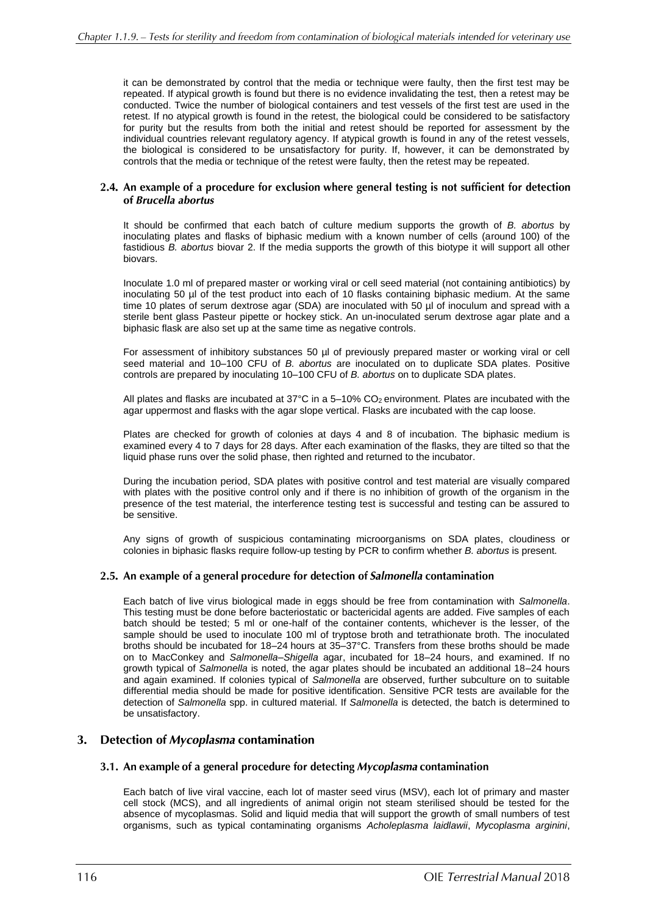it can be demonstrated by control that the media or technique were faulty, then the first test may be repeated. If atypical growth is found but there is no evidence invalidating the test, then a retest may be conducted. Twice the number of biological containers and test vessels of the first test are used in the retest. If no atypical growth is found in the retest, the biological could be considered to be satisfactory for purity but the results from both the initial and retest should be reported for assessment by the individual countries relevant regulatory agency. If atypical growth is found in any of the retest vessels, the biological is considered to be unsatisfactory for purity. If, however, it can be demonstrated by controls that the media or technique of the retest were faulty, then the retest may be repeated.

### 2.4. An example of a procedure for exclusion where general testing is not sufficient for detection of *Brucella abortus*

It should be confirmed that each batch of culture medium supports the growth of *B. abortus* by inoculating plates and flasks of biphasic medium with a known number of cells (around 100) of the fastidious *B. abortus* biovar 2. If the media supports the growth of this biotype it will support all other biovars.

Inoculate 1.0 ml of prepared master or working viral or cell seed material (not containing antibiotics) by inoculating 50 µl of the test product into each of 10 flasks containing biphasic medium. At the same time 10 plates of serum dextrose agar (SDA) are inoculated with 50 µl of inoculum and spread with a sterile bent glass Pasteur pipette or hockey stick. An un-inoculated serum dextrose agar plate and a biphasic flask are also set up at the same time as negative controls.

For assessment of inhibitory substances 50 µl of previously prepared master or working viral or cell seed material and 10–100 CFU of *B. abortus* are inoculated on to duplicate SDA plates. Positive controls are prepared by inoculating 10–100 CFU of *B. abortus* on to duplicate SDA plates.

All plates and flasks are incubated at 37°C in a 5–10% $CO_2$ environment. Plates are incubated with the agar uppermost and flasks with the agar slope vertical. Flasks are incubated with the cap loose.

Plates are checked for growth of colonies at days 4 and 8 of incubation. The biphasic medium is examined every 4 to 7 days for 28 days. After each examination of the flasks, they are tilted so that the liquid phase runs over the solid phase, then righted and returned to the incubator.

During the incubation period, SDA plates with positive control and test material are visually compared with plates with the positive control only and if there is no inhibition of growth of the organism in the presence of the test material, the interference testing test is successful and testing can be assured to be sensitive.

Any signs of growth of suspicious contaminating microorganisms on SDA plates, cloudiness or colonies in biphasic flasks require follow-up testing by PCR to confirm whether *B. abortus* is present.

### 2.5. An example of a general procedure for detection of *Salmonella* contamination

Each batch of live virus biological made in eggs should be free from contamination with *Salmonella*. This testing must be done before bacteriostatic or bactericidal agents are added. Five samples of each batch should be tested; 5 ml or one-half of the container contents, whichever is the lesser, of the sample should be used to inoculate 100 ml of tryptose broth and tetrathionate broth. The inoculated broths should be incubated for 18–24 hours at 35–37°C. Transfers from these broths should be made on to MacConkey and *Salmonella–Shigella* agar, incubated for 18–24 hours, and examined. If no growth typical of *Salmonella* is noted, the agar plates should be incubated an additional 18–24 hours and again examined. If colonies typical of *Salmonella* are observed, further subculture on to suitable differential media should be made for positive identification. Sensitive PCR tests are available for the detection of *Salmonella* spp. in cultured material. If *Salmonella* is detected, the batch is determined to be unsatisfactory.

## 3. Detection of *Mycoplasma* contamination

### 3.1. An example of a general procedure for detecting *Mycoplasma* contamination

Each batch of live viral vaccine, each lot of master seed virus (MSV), each lot of primary and master cell stock (MCS), and all ingredients of animal origin not steam sterilised should be tested for the absence of mycoplasmas. Solid and liquid media that will support the growth of small numbers of test organisms, such as typical contaminating organisms *Acholeplasma laidlawii*, *Mycoplasma arginini*,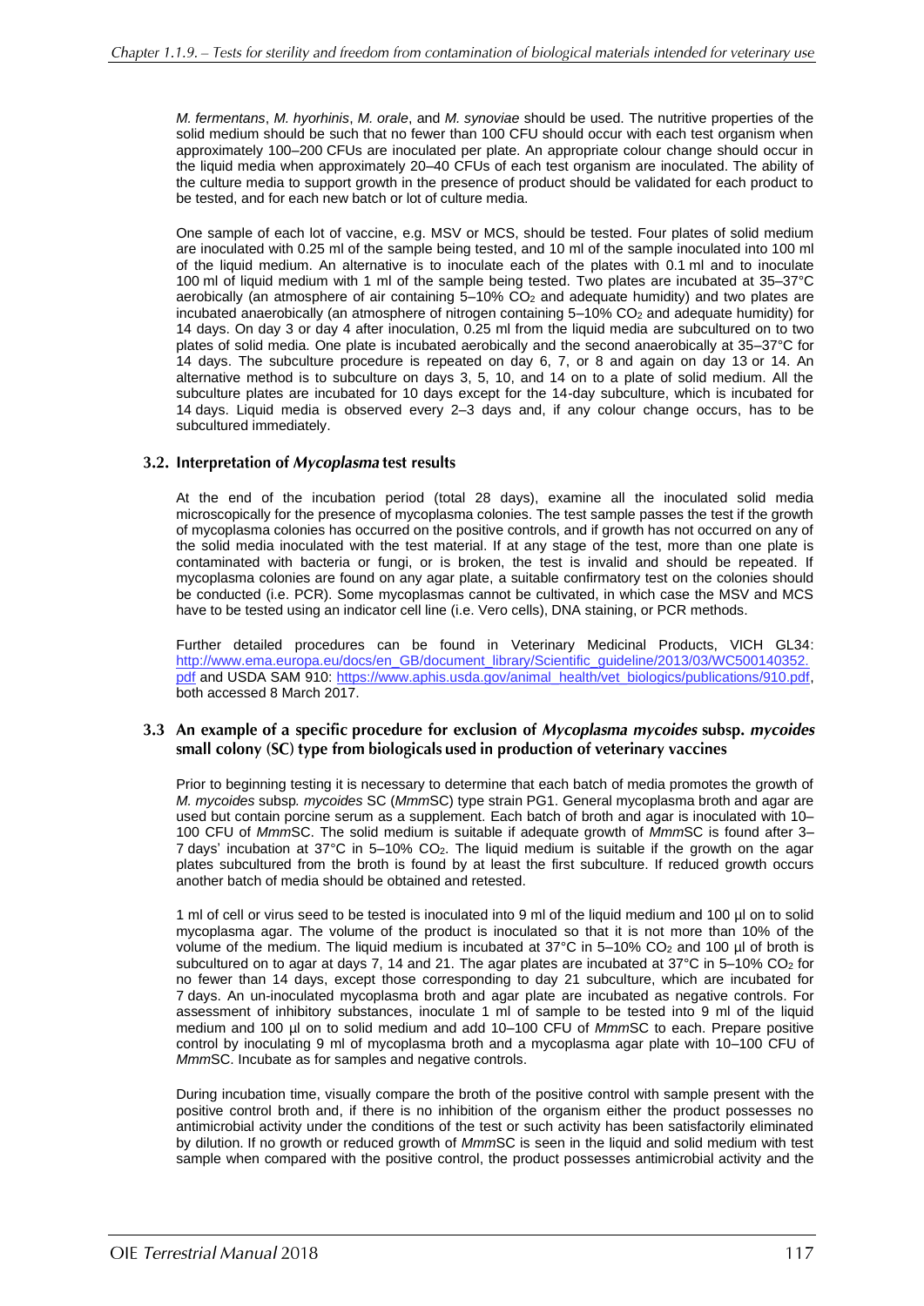*M. fermentans*, *M. hyorhinis*, *M. orale*, and *M. synoviae* should be used. The nutritive properties of the solid medium should be such that no fewer than 100 CFU should occur with each test organism when approximately 100–200 CFUs are inoculated per plate. An appropriate colour change should occur in the liquid media when approximately 20–40 CFUs of each test organism are inoculated. The ability of the culture media to support growth in the presence of product should be validated for each product to be tested, and for each new batch or lot of culture media.

One sample of each lot of vaccine, e.g. MSV or MCS, should be tested. Four plates of solid medium are inoculated with 0.25 ml of the sample being tested, and 10 ml of the sample inoculated into 100 ml of the liquid medium. An alternative is to inoculate each of the plates with 0.1 ml and to inoculate 100 ml of liquid medium with 1 ml of the sample being tested. Two plates are incubated at 35–37°C aerobically (an atmosphere of air containing 5–10% $CO_2$ and adequate humidity) and two plates are incubated anaerobically (an atmosphere of nitrogen containing 5–10% $CO_2$ and adequate humidity) for 14 days. On day 3 or day 4 after inoculation, 0.25 ml from the liquid media are subcultured on to two plates of solid media. One plate is incubated aerobically and the second anaerobically at 35–37°C for 14 days. The subculture procedure is repeated on day 6, 7, or 8 and again on day 13 or 14. An alternative method is to subculture on days 3, 5, 10, and 14 on to a plate of solid medium. All the subculture plates are incubated for 10 days except for the 14-day subculture, which is incubated for 14 days. Liquid media is observed every 2–3 days and, if any colour change occurs, has to be subcultured immediately.

### 3.2. Interpretation of *Mycoplasma* test results

At the end of the incubation period (total 28 days), examine all the inoculated solid media microscopically for the presence of mycoplasma colonies. The test sample passes the test if the growth of mycoplasma colonies has occurred on the positive controls, and if growth has not occurred on any of the solid media inoculated with the test material. If at any stage of the test, more than one plate is contaminated with bacteria or fungi, or is broken, the test is invalid and should be repeated. If mycoplasma colonies are found on any agar plate, a suitable confirmatory test on the colonies should be conducted (i.e. PCR). Some mycoplasmas cannot be cultivated, in which case the MSV and MCS have to be tested using an indicator cell line (i.e. Vero cells), DNA staining, or PCR methods.

Further detailed procedures can be found in Veterinary Medicinal Products, VICH GL34: http://www.ema.europa.eu/docs/en_GB/document_library/Scientific_guideline/2013/03/WC500140352.pdf and USDA SAM 910: https://www.aphis.usda.gov/animal_health/vet_biologics/publications/910.pdf, both accessed 8 March 2017.

### 3.3 An example of a specific procedure for exclusion of *Mycoplasma mycoides* subsp. *mycoides* small colony (SC) type from biologicals used in production of veterinary vaccines

Prior to beginning testing it is necessary to determine that each batch of media promotes the growth of *M. mycoides* subsp*. mycoides* SC (*Mmm*SC) type strain PG1. General mycoplasma broth and agar are used but contain porcine serum as a supplement. Each batch of broth and agar is inoculated with 10–100 CFU of *Mmm*SC. The solid medium is suitable if adequate growth of *Mmm*SC is found after 3–7 days' incubation at 37°C in 5–10% $CO_2$. The liquid medium is suitable if the growth on the agar plates subcultured from the broth is found by at least the first subculture. If reduced growth occurs another batch of media should be obtained and retested.

1 ml of cell or virus seed to be tested is inoculated into 9 ml of the liquid medium and 100 µl on to solid mycoplasma agar. The volume of the product is inoculated so that it is not more than 10% of the volume of the medium. The liquid medium is incubated at 37°C in 5–10% $CO_2$ and 100 µl of broth is subcultured on to agar at days 7, 14 and 21. The agar plates are incubated at 37°C in 5–10% $CO_2$ for no fewer than 14 days, except those corresponding to day 21 subculture, which are incubated for 7 days. An un-inoculated mycoplasma broth and agar plate are incubated as negative controls. For assessment of inhibitory substances, inoculate 1 ml of sample to be tested into 9 ml of the liquid medium and 100 µl on to solid medium and add 10–100 CFU of *Mmm*SC to each. Prepare positive control by inoculating 9 ml of mycoplasma broth and a mycoplasma agar plate with 10–100 CFU of *Mmm*SC. Incubate as for samples and negative controls.

During incubation time, visually compare the broth of the positive control with sample present with the positive control broth and, if there is no inhibition of the organism either the product possesses no antimicrobial activity under the conditions of the test or such activity has been satisfactorily eliminated by dilution. If no growth or reduced growth of *Mmm*SC is seen in the liquid and solid medium with test sample when compared with the positive control, the product possesses antimicrobial activity and the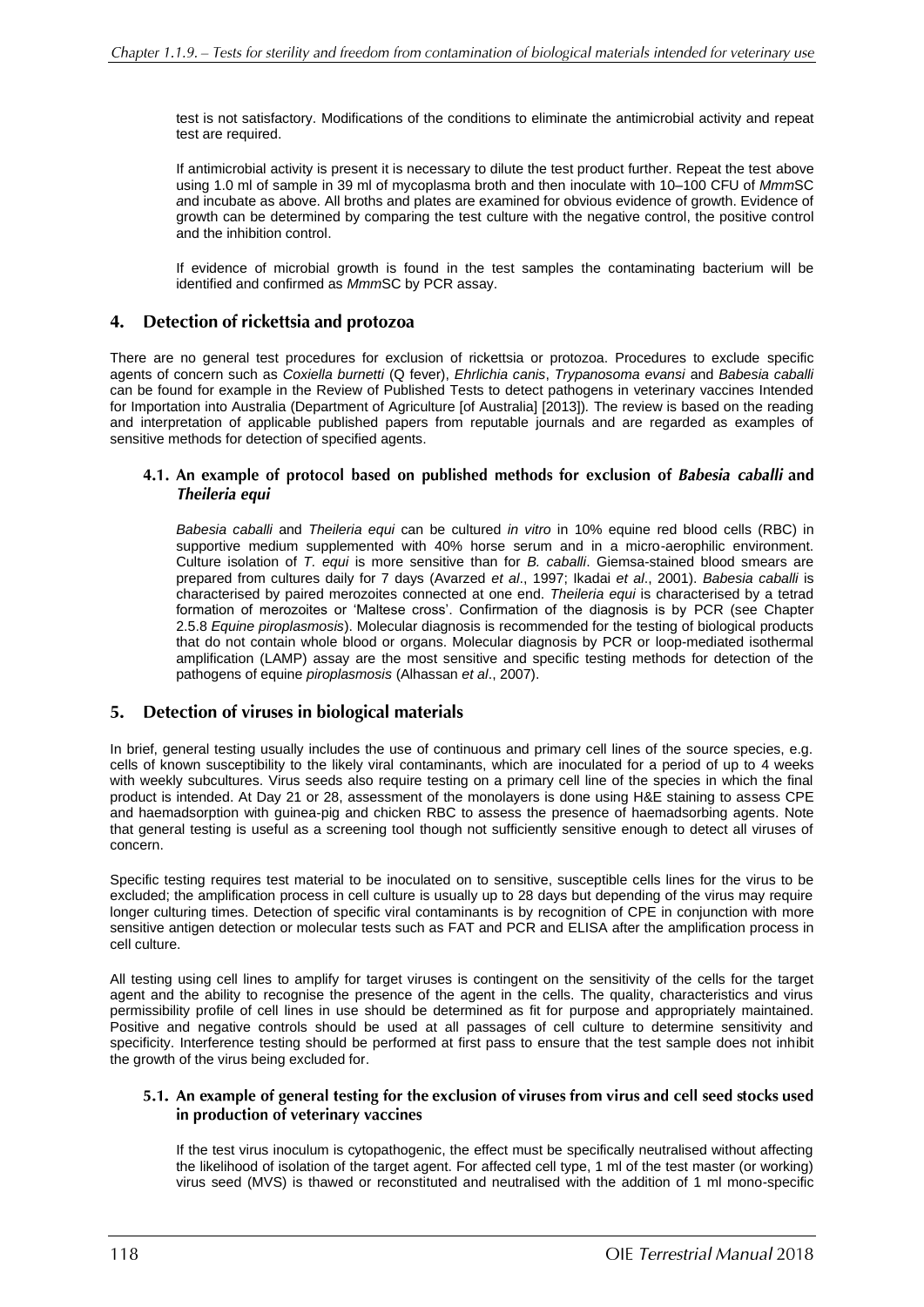test is not satisfactory. Modifications of the conditions to eliminate the antimicrobial activity and repeat test are required.

If antimicrobial activity is present it is necessary to dilute the test product further. Repeat the test above using 1.0 ml of sample in 39 ml of mycoplasma broth and then inoculate with 10–100 CFU of *Mmm*SC and incubate as above. All broths and plates are examined for obvious evidence of growth. Evidence of growth can be determined by comparing the test culture with the negative control, the positive control and the inhibition control.

If evidence of microbial growth is found in the test samples the contaminating bacterium will be identified and confirmed as *Mmm*SC by PCR assay.

## 4. Detection of rickettsia and protozoa

There are no general test procedures for exclusion of rickettsia or protozoa. Procedures to exclude specific agents of concern such as *Coxiella burnetti* (Q fever), *Ehrlichia canis*, *Trypanosoma evansi* and *Babesia caballi* can be found for example in the Review of Published Tests to detect pathogens in veterinary vaccines Intended for Importation into Australia (Department of Agriculture [of Australia] [2013]). The review is based on the reading and interpretation of applicable published papers from reputable journals and are regarded as examples of sensitive methods for detection of specified agents.

### 4.1. An example of protocol based on published methods for exclusion of *Babesia caballi* and *Theileria equi*

*Babesia caballi* and *Theileria equi* can be cultured *in vitro* in 10% equine red blood cells (RBC) in supportive medium supplemented with 40% horse serum and in a micro-aerophilic environment. Culture isolation of *T. equi* is more sensitive than for *B. caballi*. Giemsa-stained blood smears are prepared from cultures daily for 7 days (Avarzed *et al*., 1997; Ikadai *et al*., 2001). *Babesia caballi* is characterised by paired merozoites connected at one end. *Theileria equi* is characterised by a tetrad formation of merozoites or 'Maltese cross'. Confirmation of the diagnosis is by PCR (see Chapter 2.5.8 *Equine piroplasmosis*). Molecular diagnosis is recommended for the testing of biological products that do not contain whole blood or organs. Molecular diagnosis by PCR or loop-mediated isothermal amplification (LAMP) assay are the most sensitive and specific testing methods for detection of the pathogens of equine *piroplasmosis* (Alhassan *et al*., 2007).

## 5. Detection of viruses in biological materials

In brief, general testing usually includes the use of continuous and primary cell lines of the source species, e.g. cells of known susceptibility to the likely viral contaminants, which are inoculated for a period of up to 4 weeks with weekly subcultures. Virus seeds also require testing on a primary cell line of the species in which the final product is intended. At Day 21 or 28, assessment of the monolayers is done using H&E staining to assess CPE and haemadsorption with guinea-pig and chicken RBC to assess the presence of haemadsorbing agents. Note that general testing is useful as a screening tool though not sufficiently sensitive enough to detect all viruses of concern.

Specific testing requires test material to be inoculated on to sensitive, susceptible cells lines for the virus to be excluded; the amplification process in cell culture is usually up to 28 days but depending of the virus may require longer culturing times. Detection of specific viral contaminants is by recognition of CPE in conjunction with more sensitive antigen detection or molecular tests such as FAT and PCR and ELISA after the amplification process in cell culture.

All testing using cell lines to amplify for target viruses is contingent on the sensitivity of the cells for the target agent and the ability to recognise the presence of the agent in the cells. The quality, characteristics and virus permissibility profile of cell lines in use should be determined as fit for purpose and appropriately maintained. Positive and negative controls should be used at all passages of cell culture to determine sensitivity and specificity. Interference testing should be performed at first pass to ensure that the test sample does not inhibit the growth of the virus being excluded for.

### 5.1. An example of general testing for the exclusion of viruses from virus and cell seed stocks used in production of veterinary vaccines

If the test virus inoculum is cytopathogenic, the effect must be specifically neutralised without affecting the likelihood of isolation of the target agent. For affected cell type, 1 ml of the test master (or working) virus seed (MVS) is thawed or reconstituted and neutralised with the addition of 1 ml mono-specific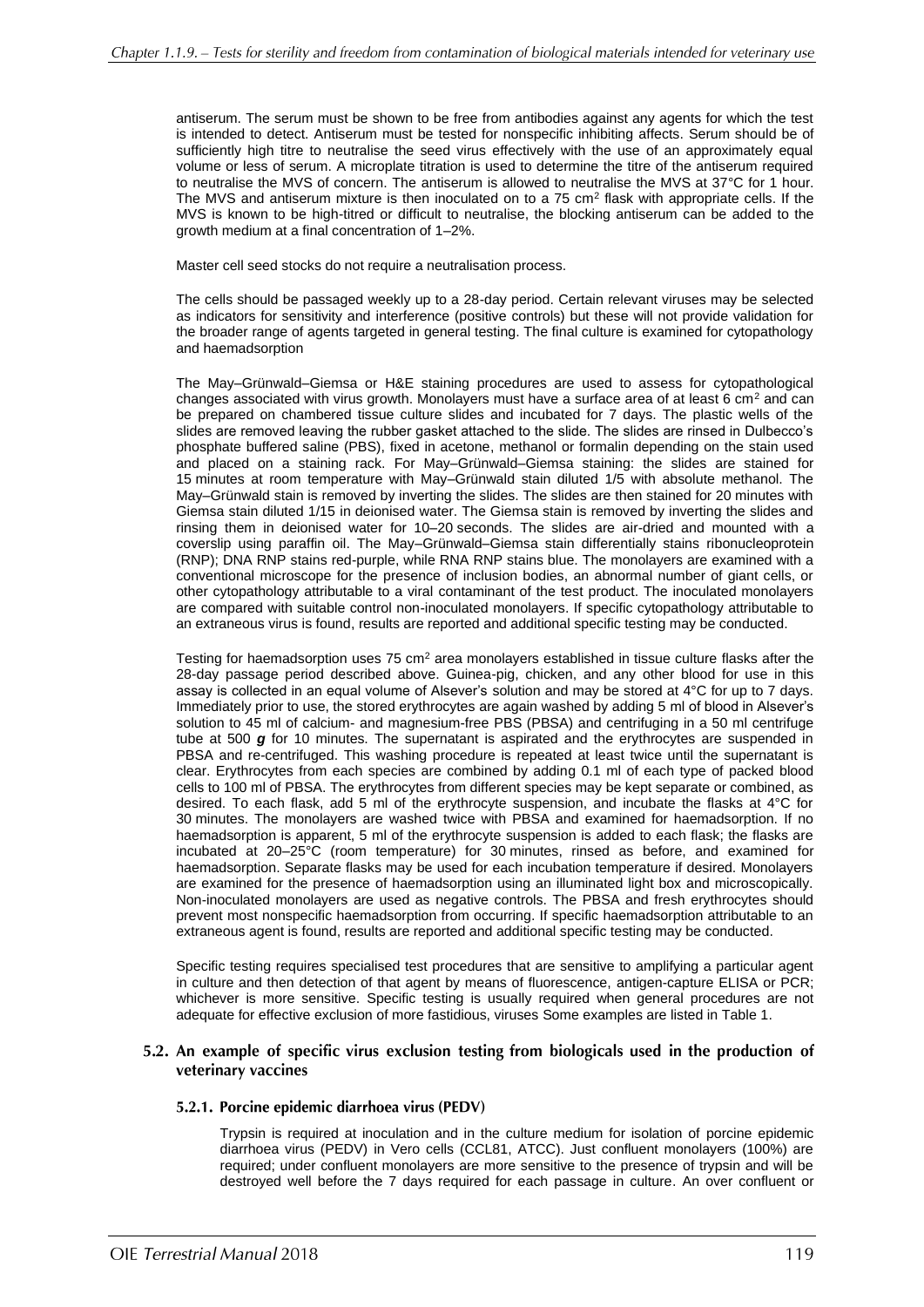antiserum. The serum must be shown to be free from antibodies against any agents for which the test is intended to detect. Antiserum must be tested for nonspecific inhibiting affects. Serum should be of sufficiently high titre to neutralise the seed virus effectively with the use of an approximately equal volume or less of serum. A microplate titration is used to determine the titre of the antiserum required to neutralise the MVS of concern. The antiserum is allowed to neutralise the MVS at 37°C for 1 hour. The MVS and antiserum mixture is then inoculated on to a 75 $cm^2$ flask with appropriate cells. If the MVS is known to be high-titred or difficult to neutralise, the blocking antiserum can be added to the growth medium at a final concentration of 1–2%.

Master cell seed stocks do not require a neutralisation process.

The cells should be passaged weekly up to a 28-day period. Certain relevant viruses may be selected as indicators for sensitivity and interference (positive controls) but these will not provide validation for the broader range of agents targeted in general testing. The final culture is examined for cytopathology and haemadsorption

The May–Grünwald–Giemsa or H&E staining procedures are used to assess for cytopathological changes associated with virus growth. Monolayers must have a surface area of at least 6 $cm^2$ and can be prepared on chambered tissue culture slides and incubated for 7 days. The plastic wells of the slides are removed leaving the rubber gasket attached to the slide. The slides are rinsed in Dulbecco's phosphate buffered saline (PBS), fixed in acetone, methanol or formalin depending on the stain used and placed on a staining rack. For May–Grünwald–Giemsa staining: the slides are stained for 15 minutes at room temperature with May–Grünwald stain diluted 1/5 with absolute methanol. The May–Grünwald stain is removed by inverting the slides. The slides are then stained for 20 minutes with Giemsa stain diluted 1/15 in deionised water. The Giemsa stain is removed by inverting the slides and rinsing them in deionised water for 10–20 seconds. The slides are air-dried and mounted with a coverslip using paraffin oil. The May–Grünwald–Giemsa stain differentially stains ribonucleoprotein (RNP); DNA RNP stains red-purple, while RNA RNP stains blue. The monolayers are examined with a conventional microscope for the presence of inclusion bodies, an abnormal number of giant cells, or other cytopathology attributable to a viral contaminant of the test product. The inoculated monolayers are compared with suitable control non-inoculated monolayers. If specific cytopathology attributable to an extraneous virus is found, results are reported and additional specific testing may be conducted.

Testing for haemadsorption uses 75 $cm^2$ area monolayers established in tissue culture flasks after the 28-day passage period described above. Guinea-pig, chicken, and any other blood for use in this assay is collected in an equal volume of Alsever's solution and may be stored at 4°C for up to 7 days. Immediately prior to use, the stored erythrocytes are again washed by adding 5 ml of blood in Alsever's solution to 45 ml of calcium- and magnesium-free PBS (PBSA) and centrifuging in a 50 ml centrifuge tube at 500 ***g*** for 10 minutes. The supernatant is aspirated and the erythrocytes are suspended in PBSA and re-centrifuged. This washing procedure is repeated at least twice until the supernatant is clear. Erythrocytes from each species are combined by adding 0.1 ml of each type of packed blood cells to 100 ml of PBSA. The erythrocytes from different species may be kept separate or combined, as desired. To each flask, add 5 ml of the erythrocyte suspension, and incubate the flasks at 4°C for 30 minutes. The monolayers are washed twice with PBSA and examined for haemadsorption. If no haemadsorption is apparent, 5 ml of the erythrocyte suspension is added to each flask; the flasks are incubated at 20–25°C (room temperature) for 30 minutes, rinsed as before, and examined for haemadsorption. Separate flasks may be used for each incubation temperature if desired. Monolayers are examined for the presence of haemadsorption using an illuminated light box and microscopically. Non-inoculated monolayers are used as negative controls. The PBSA and fresh erythrocytes should prevent most nonspecific haemadsorption from occurring. If specific haemadsorption attributable to an extraneous agent is found, results are reported and additional specific testing may be conducted.

Specific testing requires specialised test procedures that are sensitive to amplifying a particular agent in culture and then detection of that agent by means of fluorescence, antigen-capture ELISA or PCR; whichever is more sensitive. Specific testing is usually required when general procedures are not adequate for effective exclusion of more fastidious, viruses Some examples are listed in Table 1.

## 5.2. An example of specific virus exclusion testing from biologicals used in the production of veterinary vaccines

### 5.2.1. Porcine epidemic diarrhoea virus (PEDV)

Trypsin is required at inoculation and in the culture medium for isolation of porcine epidemic diarrhoea virus (PEDV) in Vero cells (CCL81, ATCC). Just confluent monolayers (100%) are required; under confluent monolayers are more sensitive to the presence of trypsin and will be destroyed well before the 7 days required for each passage in culture. An over confluent or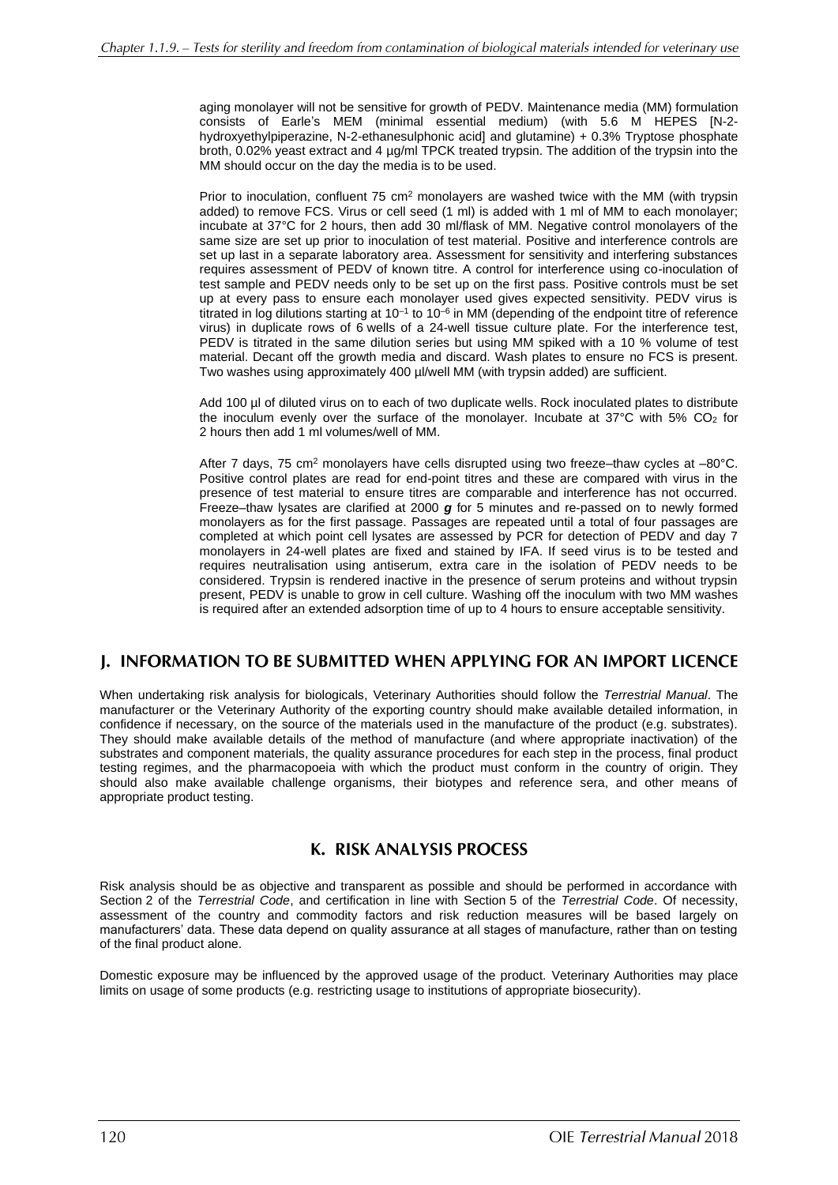aging monolayer will not be sensitive for growth of PEDV. Maintenance media (MM) formulation consists of Earle's MEM (minimal essential medium) (with 5.6 M HEPES [N-2-hydroxyethylpiperazine, N-2-ethanesulphonic acid] and glutamine) + 0.3% Tryptose phosphate broth, 0.02% yeast extract and 4 µg/ml TPCK treated trypsin. The addition of the trypsin into the MM should occur on the day the media is to be used.

Prior to inoculation, confluent 75 cm$^2$ monolayers are washed twice with the MM (with trypsin added) to remove FCS. Virus or cell seed (1 ml) is added with 1 ml of MM to each monolayer; incubate at 37°C for 2 hours, then add 30 ml/flask of MM. Negative control monolayers of the same size are set up prior to inoculation of test material. Positive and interference controls are set up last in a separate laboratory area. Assessment for sensitivity and interfering substances requires assessment of PEDV of known titre. A control for interference using co-inoculation of test sample and PEDV needs only to be set up on the first pass. Positive controls must be set up at every pass to ensure each monolayer used gives expected sensitivity. PEDV virus is titrated in log dilutions starting at $10^{-1}$ to $10^{-6}$ in MM (depending of the endpoint titre of reference virus) in duplicate rows of 6 wells of a 24-well tissue culture plate. For the interference test, PEDV is titrated in the same dilution series but using MM spiked with a 10 % volume of test material. Decant off the growth media and discard. Wash plates to ensure no FCS is present. Two washes using approximately 400 µl/well MM (with trypsin added) are sufficient.

Add 100 µl of diluted virus on to each of two duplicate wells. Rock inoculated plates to distribute the inoculum evenly over the surface of the monolayer. Incubate at 37°C with 5% $CO_2$ for 2 hours then add 1 ml volumes/well of MM.

After 7 days, 75 cm$^2$ monolayers have cells disrupted using two freeze–thaw cycles at –80°C. Positive control plates are read for end-point titres and these are compared with virus in the presence of test material to ensure titres are comparable and interference has not occurred. Freeze–thaw lysates are clarified at 2000 ***g*** for 5 minutes and re-passed on to newly formed monolayers as for the first passage. Passages are repeated until a total of four passages are completed at which point cell lysates are assessed by PCR for detection of PEDV and day 7 monolayers in 24-well plates are fixed and stained by IFA. If seed virus is to be tested and requires neutralisation using antiserum, extra care in the isolation of PEDV needs to be considered. Trypsin is rendered inactive in the presence of serum proteins and without trypsin present, PEDV is unable to grow in cell culture. Washing off the inoculum with two MM washes is required after an extended adsorption time of up to 4 hours to ensure acceptable sensitivity.

## J. INFORMATION TO BE SUBMITTED WHEN APPLYING FOR AN IMPORT LICENCE

When undertaking risk analysis for biologicals, Veterinary Authorities should follow the *Terrestrial Manual*. The manufacturer or the Veterinary Authority of the exporting country should make available detailed information, in confidence if necessary, on the source of the materials used in the manufacture of the product (e.g. substrates). They should make available details of the method of manufacture (and where appropriate inactivation) of the substrates and component materials, the quality assurance procedures for each step in the process, final product testing regimes, and the pharmacopoeia with which the product must conform in the country of origin. They should also make available challenge organisms, their biotypes and reference sera, and other means of appropriate product testing.

## K. RISK ANALYSIS PROCESS

Risk analysis should be as objective and transparent as possible and should be performed in accordance with Section 2 of the *Terrestrial Code*, and certification in line with Section 5 of the *Terrestrial Code*. Of necessity, assessment of the country and commodity factors and risk reduction measures will be based largely on manufacturers' data. These data depend on quality assurance at all stages of manufacture, rather than on testing of the final product alone.

Domestic exposure may be influenced by the approved usage of the product. Veterinary Authorities may place limits on usage of some products (e.g. restricting usage to institutions of appropriate biosecurity).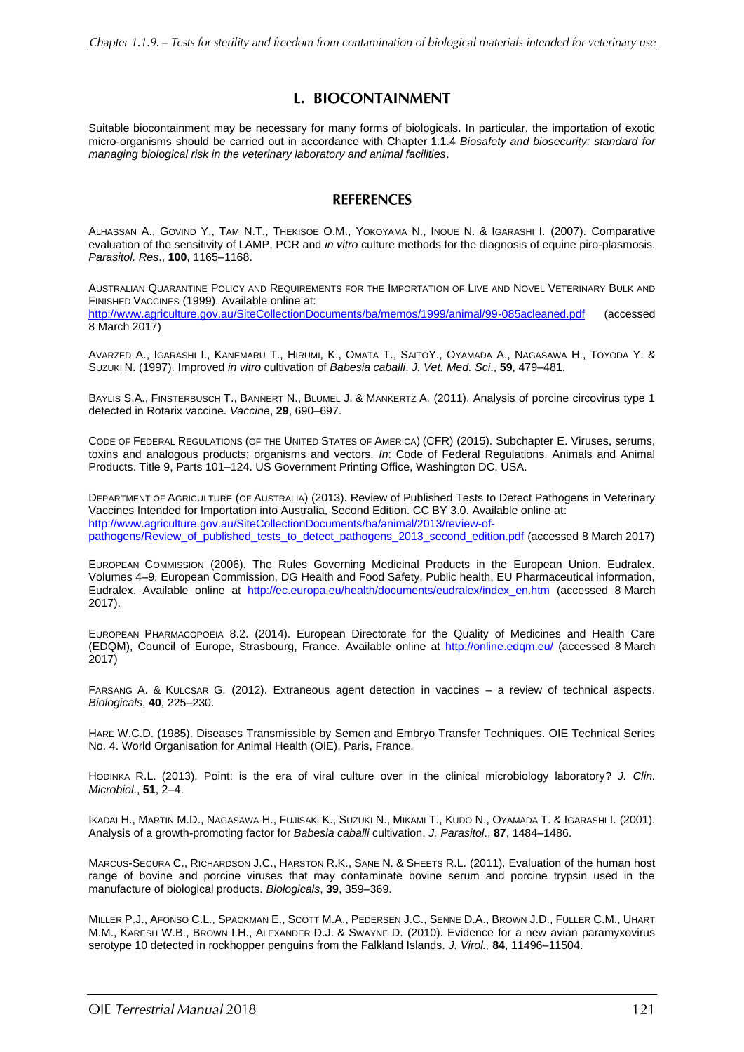## L. BIOCONTAINMENT

Suitable biocontainment may be necessary for many forms of biologicals. In particular, the importation of exotic micro-organisms should be carried out in accordance with Chapter 1.1.4 *Biosafety and biosecurity: standard for managing biological risk in the veterinary laboratory and animal facilities*.

## REFERENCES

Alhassan A., Govind Y., Tam N.T., Thekisoe O.M., Yokoyama N., Inoue N. & Igarashi I. (2007). Comparative evaluation of the sensitivity of LAMP, PCR and *in vitro* culture methods for the diagnosis of equine piro-plasmosis. *Parasitol. Res*., **100**, 1165–1168.

Australian Quarantine Policy and Requirements for the Importation of Live and Novel Veterinary Bulk and Finished Vaccines (1999). Available online at: http://www.agriculture.gov.au/SiteCollectionDocuments/ba/memos/1999/animal/99-085acleaned.pdf (accessed 8 March 2017)

Avarzed A., Igarashi I., Kanemaru T., Hirumi, K., Omata T., SaitoY., Oyamada A., Nagasawa H., Toyoda Y. & Suzuki N. (1997). Improved *in vitro* cultivation of *Babesia caballi*. *J. Vet. Med. Sci*., **59**, 479–481.

Baylis S.A., Finsterbusch T., Bannert N., Blumel J. & Mankertz A. (2011). Analysis of porcine circovirus type 1 detected in Rotarix vaccine. *Vaccine*, **29**, 690–697.

Code of Federal Regulations (of the United States of America) (CFR) (2015). Subchapter E. Viruses, serums, toxins and analogous products; organisms and vectors. *In*: Code of Federal Regulations, Animals and Animal Products. Title 9, Parts 101–124. US Government Printing Office, Washington DC, USA.

Department of Agriculture (of Australia) (2013). Review of Published Tests to Detect Pathogens in Veterinary Vaccines Intended for Importation into Australia, Second Edition. CC BY 3.0. Available online at: http://www.agriculture.gov.au/SiteCollectionDocuments/ba/animal/2013/review-of-pathogens/Review_of_published_tests_to_detect_pathogens_2013_second_edition.pdf (accessed 8 March 2017)

European Commission (2006). The Rules Governing Medicinal Products in the European Union. Eudralex. Volumes 4–9. European Commission, DG Health and Food Safety, Public health, EU Pharmaceutical information, Eudralex. Available online at http://ec.europa.eu/health/documents/eudralex/index_en.htm (accessed 8 March 2017).

European Pharmacopoeia 8.2. (2014). European Directorate for the Quality of Medicines and Health Care (EDQM), Council of Europe, Strasbourg, France. Available online at http://online.edqm.eu/ (accessed 8 March 2017)

Farsang A. & Kulcsar G. (2012). Extraneous agent detection in vaccines – a review of technical aspects. *Biologicals*, **40**, 225–230.

Hare W.C.D. (1985). Diseases Transmissible by Semen and Embryo Transfer Techniques. OIE Technical Series No. 4. World Organisation for Animal Health (OIE), Paris, France.

Hodinka R.L. (2013). Point: is the era of viral culture over in the clinical microbiology laboratory? *J. Clin. Microbiol*., **51**, 2–4.

Ikadai H., Martin M.D., Nagasawa H., Fujisaki K., Suzuki N., Mikami T., Kudo N., Oyamada T. & Igarashi I. (2001). Analysis of a growth-promoting factor for *Babesia caballi* cultivation. *J. Parasitol*., **87**, 1484–1486.

Marcus-Secura C., Richardson J.C., Harston R.K., Sane N. & Sheets R.L. (2011). Evaluation of the human host range of bovine and porcine viruses that may contaminate bovine serum and porcine trypsin used in the manufacture of biological products. *Biologicals*, **39**, 359–369.

Miller P.J., Afonso C.L., Spackman E., Scott M.A., Pedersen J.C., Senne D.A., Brown J.D., Fuller C.M., Uhart M.M., Karesh W.B., Brown I.H., Alexander D.J. & Swayne D. (2010). Evidence for a new avian paramyxovirus serotype 10 detected in rockhopper penguins from the Falkland Islands. *J. Virol.,* **84**, 11496–11504.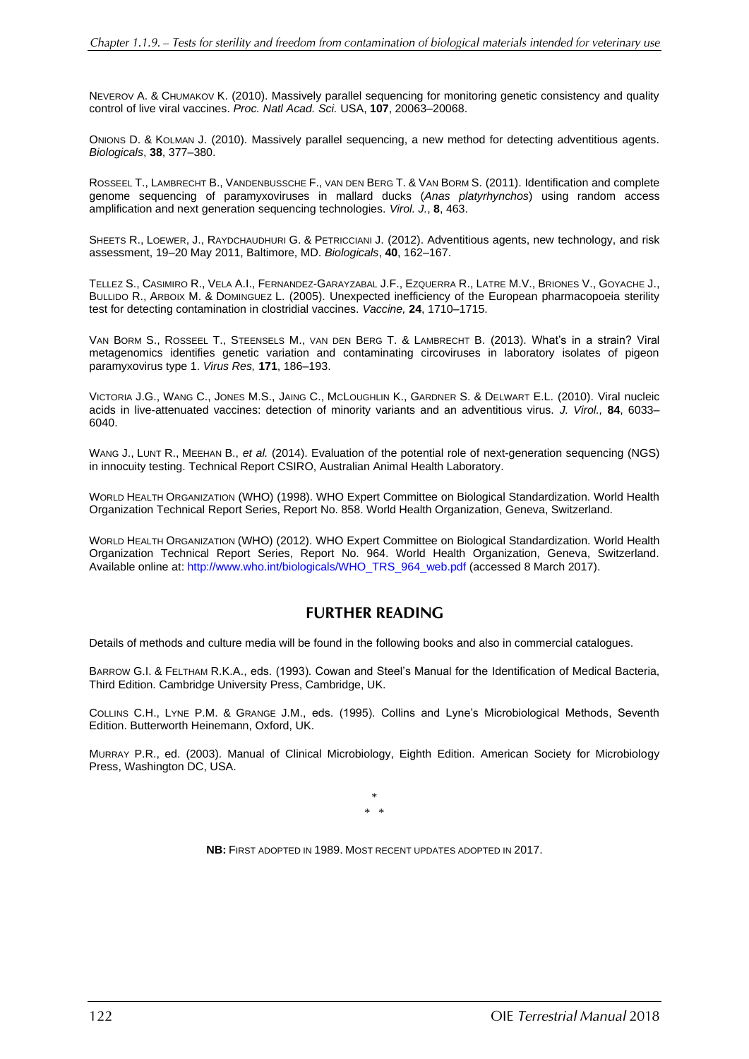NEVEROV A. & CHUMAKOV K. (2010). Massively parallel sequencing for monitoring genetic consistency and quality control of live viral vaccines. *Proc. Natl Acad. Sci.* USA, **107**, 20063–20068.

ONIONS D. & KOLMAN J. (2010). Massively parallel sequencing, a new method for detecting adventitious agents. *Biologicals*, **38**, 377–380.

ROSSEEL T., LAMBRECHT B., VANDENBUSSCHE F., VAN DEN BERG T. & VAN BORM S. (2011). Identification and complete genome sequencing of paramyxoviruses in mallard ducks (*Anas platyrhynchos*) using random access amplification and next generation sequencing technologies. *Virol. J.*, **8**, 463.

SHEETS R., LOEWER, J., RAYDCHAUDHURI G. & PETRICCIANI J. (2012). Adventitious agents, new technology, and risk assessment, 19–20 May 2011, Baltimore, MD. *Biologicals*, **40**, 162–167.

TELLEZ S., CASIMIRO R., VELA A.I., FERNANDEZ-GARAYZABAL J.F., EZQUERRA R., LATRE M.V., BRIONES V., GOYACHE J., BULLIDO R., ARBOIX M. & DOMINGUEZ L. (2005). Unexpected inefficiency of the European pharmacopoeia sterility test for detecting contamination in clostridial vaccines. *Vaccine,* **24**, 1710–1715.

VAN BORM S., ROSSEEL T., STEENSELS M., VAN DEN BERG T. & LAMBRECHT B. (2013). What's in a strain? Viral metagenomics identifies genetic variation and contaminating circoviruses in laboratory isolates of pigeon paramyxovirus type 1. *Virus Res,* **171**, 186–193.

VICTORIA J.G., WANG C., JONES M.S., JAING C., MCLOUGHLIN K., GARDNER S. & DELWART E.L. (2010). Viral nucleic acids in live-attenuated vaccines: detection of minority variants and an adventitious virus. *J. Virol.,* **84**, 6033–6040.

WANG J., LUNT R., MEEHAN B., *et al.* (2014). Evaluation of the potential role of next-generation sequencing (NGS) in innocuity testing. Technical Report CSIRO, Australian Animal Health Laboratory.

WORLD HEALTH ORGANIZATION (WHO) (1998). WHO Expert Committee on Biological Standardization. World Health Organization Technical Report Series, Report No. 858. World Health Organization, Geneva, Switzerland.

WORLD HEALTH ORGANIZATION (WHO) (2012). WHO Expert Committee on Biological Standardization. World Health Organization Technical Report Series, Report No. 964. World Health Organization, Geneva, Switzerland. Available online at: http://www.who.int/biologicals/WHO_TRS_964_web.pdf (accessed 8 March 2017).

## FURTHER READING

Details of methods and culture media will be found in the following books and also in commercial catalogues.

BARROW G.I. & FELTHAM R.K.A., eds. (1993). Cowan and Steel's Manual for the Identification of Medical Bacteria, Third Edition. Cambridge University Press, Cambridge, UK.

COLLINS C.H., LYNE P.M. & GRANGE J.M., eds. (1995). Collins and Lyne's Microbiological Methods, Seventh Edition. Butterworth Heinemann, Oxford, UK.

MURRAY P.R., ed. (2003). Manual of Clinical Microbiology, Eighth Edition. American Society for Microbiology Press, Washington DC, USA.

*

\* *

**NB:** FIRST ADOPTED IN 1989. MOST RECENT UPDATES ADOPTED IN 2017.